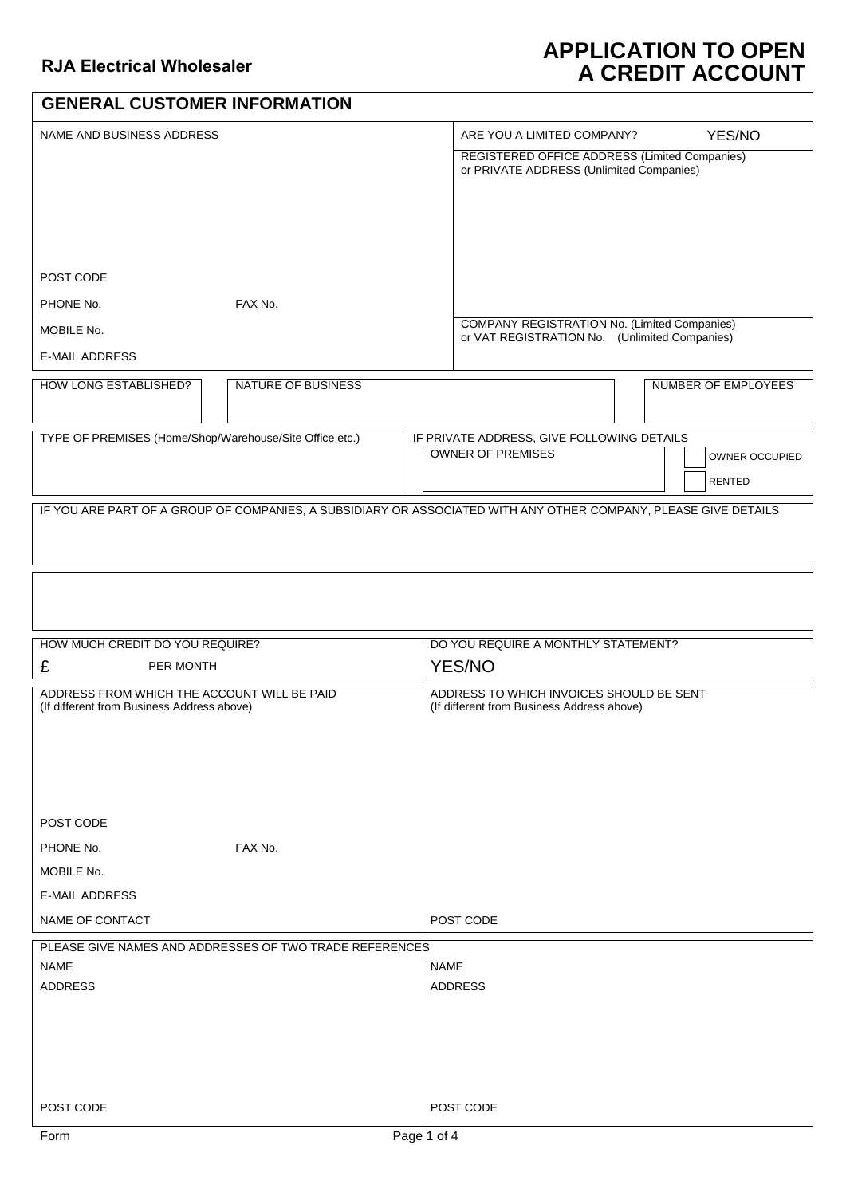**RJA Electrical Wholesaler**

# APPLICATION TO OPEN A CREDIT ACCOUNT

## GENERAL CUSTOMER INFORMATION

| NAME AND BUSINESS ADDRESS | ARE YOU A LIMITED COMPANY? YES/NO |
|---|---|
| | REGISTERED OFFICE ADDRESS (Limited Companies) or PRIVATE ADDRESS (Unlimited Companies) |
| POST CODE | |
| PHONE No. FAX No. | |
| MOBILE No. | COMPANY REGISTRATION No. (Limited Companies) or VAT REGISTRATION No. (Unlimited Companies) |
| E-MAIL ADDRESS | |

| HOW LONG ESTABLISHED? | NATURE OF BUSINESS | NUMBER OF EMPLOYEES |
|---|---|---|
| | | |

| TYPE OF PREMISES (Home/Shop/Warehouse/Site Office etc.) | IF PRIVATE ADDRESS, GIVE FOLLOWING DETAILS |
|---|---|
| | OWNER OF PREMISES ☐ OWNER OCCUPIED ☐ RENTED |

IF YOU ARE PART OF A GROUP OF COMPANIES, A SUBSIDIARY OR ASSOCIATED WITH ANY OTHER COMPANY, PLEASE GIVE DETAILS

| HOW MUCH CREDIT DO YOU REQUIRE? | DO YOU REQUIRE A MONTHLY STATEMENT? |
|---|---|
| £ PER MONTH | YES/NO |

| ADDRESS FROM WHICH THE ACCOUNT WILL BE PAID (If different from Business Address above) | ADDRESS TO WHICH INVOICES SHOULD BE SENT (If different from Business Address above) |
|---|---|
| POST CODE | |
| PHONE No. FAX No. | |
| MOBILE No. | |
| E-MAIL ADDRESS | |
| NAME OF CONTACT | POST CODE |

PLEASE GIVE NAMES AND ADDRESSES OF TWO TRADE REFERENCES

| NAME | NAME |
|---|---|
| ADDRESS | ADDRESS |
| POST CODE | POST CODE |

Form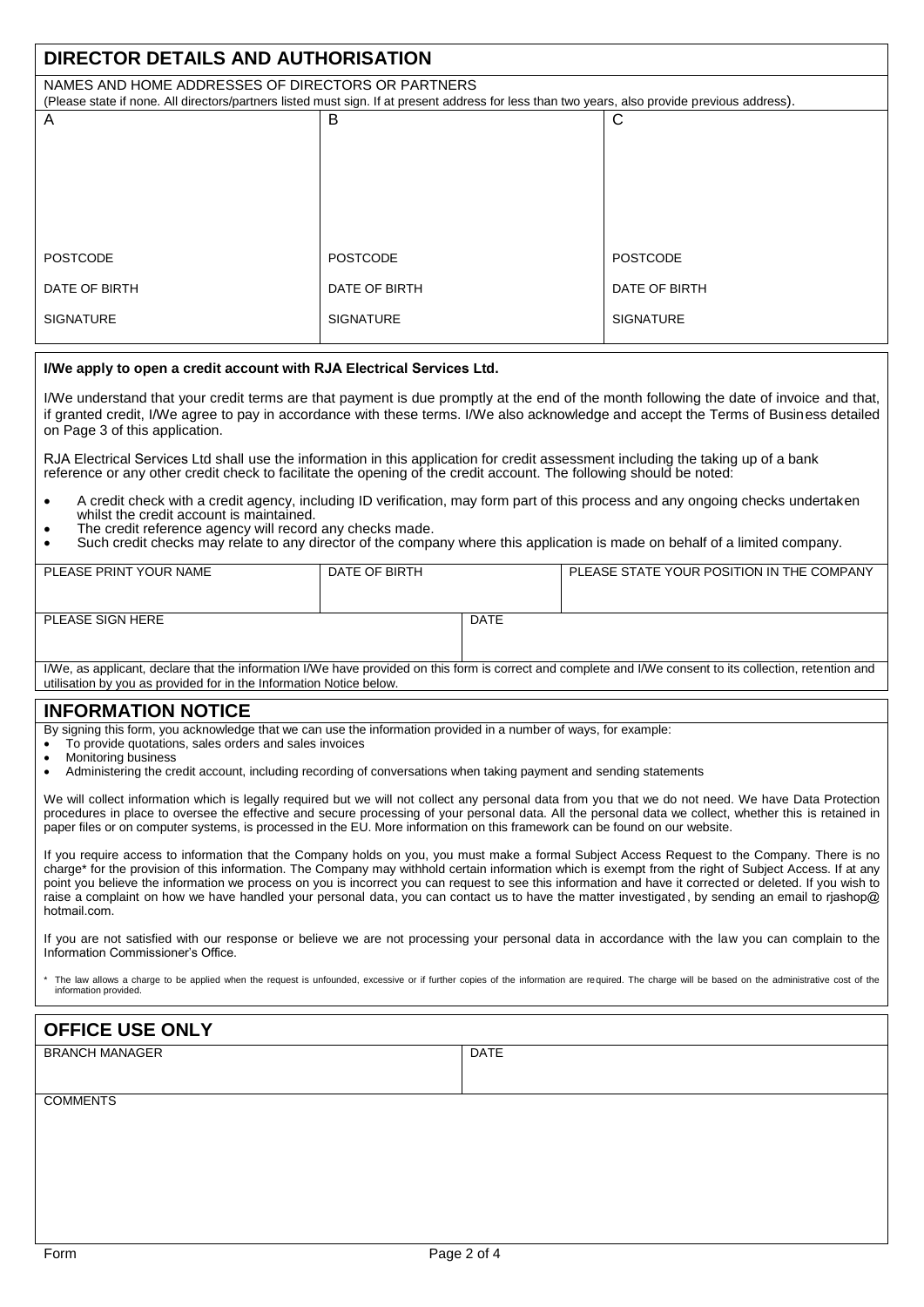## DIRECTOR DETAILS AND AUTHORISATION

NAMES AND HOME ADDRESSES OF DIRECTORS OR PARTNERS

(Please state if none. All directors/partners listed must sign. If at present address for less than two years, also provide previous address).

| A | B | C |
|---|---|---|
| | | |
| POSTCODE | POSTCODE | POSTCODE |
| DATE OF BIRTH | DATE OF BIRTH | DATE OF BIRTH |
| SIGNATURE | SIGNATURE | SIGNATURE |

**I/We apply to open a credit account with RJA Electrical Services Ltd.**

I/We understand that your credit terms are that payment is due promptly at the end of the month following the date of invoice and that, if granted credit, I/We agree to pay in accordance with these terms. I/We also acknowledge and accept the Terms of Business detailed on Page 3 of this application.

RJA Electrical Services Ltd shall use the information in this application for credit assessment including the taking up of a bank reference or any other credit check to facilitate the opening of the credit account. The following should be noted:

- A credit check with a credit agency, including ID verification, may form part of this process and any ongoing checks undertaken whilst the credit account is maintained.
- The credit reference agency will record any checks made.
- Such credit checks may relate to any director of the company where this application is made on behalf of a limited company.

| PLEASE PRINT YOUR NAME | DATE OF BIRTH | | PLEASE STATE YOUR POSITION IN THE COMPANY |
|---|---|---|---|
| PLEASE SIGN HERE | | DATE | |

I/We, as applicant, declare that the information I/We have provided on this form is correct and complete and I/We consent to its collection, retention and utilisation by you as provided for in the Information Notice below.

## INFORMATION NOTICE

By signing this form, you acknowledge that we can use the information provided in a number of ways, for example:

- To provide quotations, sales orders and sales invoices
- Monitoring business
- Administering the credit account, including recording of conversations when taking payment and sending statements

We will collect information which is legally required but we will not collect any personal data from you that we do not need. We have Data Protection procedures in place to oversee the effective and secure processing of your personal data. All the personal data we collect, whether this is retained in paper files or on computer systems, is processed in the EU. More information on this framework can be found on our website.

If you require access to information that the Company holds on you, you must make a formal Subject Access Request to the Company. There is no charge* for the provision of this information. The Company may withhold certain information which is exempt from the right of Subject Access. If at any point you believe the information we process on you is incorrect you can request to see this information and have it corrected or deleted. If you wish to raise a complaint on how we have handled your personal data, you can contact us to have the matter investigated, by sending an email to rjashop@ hotmail.com.

If you are not satisfied with our response or believe we are not processing your personal data in accordance with the law you can complain to the Information Commissioner's Office.

\* The law allows a charge to be applied when the request is unfounded, excessive or if further copies of the information are required. The charge will be based on the administrative cost of the information provided.

## OFFICE USE ONLY

| BRANCH MANAGER | DATE |
|---|---|
| | |

COMMENTS

Form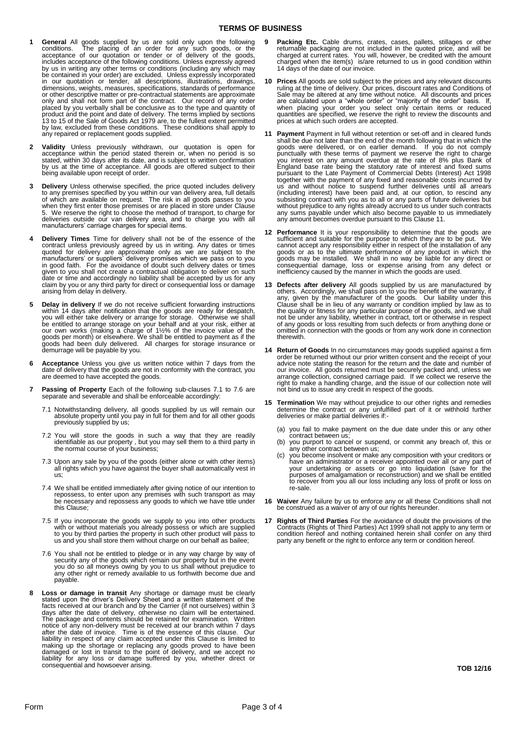# TERMS OF BUSINESS

**1 General** All goods supplied by us are sold only upon the following conditions. The placing of an order for any such goods, or the acceptance of our quotation or tender or of delivery of the goods, includes acceptance of the following conditions. Unless expressly agreed by us in writing any other terms or conditions (including any which may be contained in your order) are excluded. Unless expressly incorporated in our quotation or tender, all descriptions, illustrations, drawings, dimensions, weights, measures, specifications, standards of performance or other descriptive matter or pre-contractual statements are approximate only and shall not form part of the contract. Our record of any order placed by you verbally shall be conclusive as to the type and quantity of product and the point and date of delivery. The terms implied by sections 13 to 15 of the Sale of Goods Act 1979 are, to the fullest extent permitted by law, excluded from these conditions. These conditions shall apply to any repaired or replacement goods supplied.

**2 Validity** Unless previously withdrawn, our quotation is open for acceptance within the period stated therein or, when no period is so stated, within 30 days after its date, and is subject to written confirmation by us at the time of acceptance. All goods are offered subject to their being available upon receipt of order.

**3 Delivery** Unless otherwise specified, the price quoted includes delivery to any premises specified by you within our van delivery area, full details of which are available on request. The risk in all goods passes to you when they first enter those premises or are placed in store under Clause 5. We reserve the right to choose the method of transport, to charge for deliveries outside our van delivery area, and to charge you with all manufacturers' carriage charges for special items.

**4 Delivery Times** Time for delivery shall not be of the essence of the contract unless previously agreed by us in writing. Any dates or times quoted for delivery are approximate only as we are subject to the manufacturers' or suppliers' delivery promises which we pass on to you in good faith. For the avoidance of doubt such delivery dates or times given to you shall not create a contractual obligation to deliver on such date or time and accordingly no liability shall be accepted by us for any claim by you or any third party for direct or consequential loss or damage arising from delay in delivery.

**5 Delay in delivery** If we do not receive sufficient forwarding instructions within 14 days after notification that the goods are ready for despatch, you will either take delivery or arrange for storage. Otherwise we shall be entitled to arrange storage on your behalf and at your risk, either at our own works (making a charge of 1½% of the invoice value of the goods per month) or elsewhere. We shall be entitled to payment as if the goods had been duly delivered. All charges for storage insurance or demurrage will be payable by you.

**6 Acceptance** Unless you give us written notice within 7 days from the date of delivery that the goods are not in conformity with the contract, you are deemed to have accepted the goods.

**7 Passing of Property** Each of the following sub-clauses 7.1 to 7.6 are separate and severable and shall be enforceable accordingly:

7.1 Notwithstanding delivery, all goods supplied by us will remain our absolute property until you pay in full for them and for all other goods previously supplied by us;

7.2 You will store the goods in such a way that they are readily identifiable as our property , but you may sell them to a third party in the normal course of your business;

7.3 Upon any sale by you of the goods (either alone or with other items) all rights which you have against the buyer shall automatically vest in us;

7.4 We shall be entitled immediately after giving notice of our intention to repossess, to enter upon any premises with such transport as may be necessary and repossess any goods to which we have title under this Clause;

7.5 If you incorporate the goods we supply to you into other products with or without materials you already possess or which are supplied to you by third parties the property in such other product will pass to us and you shall store them without charge on our behalf as bailee;

7.6 You shall not be entitled to pledge or in any way charge by way of security any of the goods which remain our property but in the event you do so all moneys owing by you to us shall without prejudice to any other right or remedy available to us forthwith become due and payable.

**8 Loss or damage in transit** Any shortage or damage must be clearly stated upon the driver's Delivery Sheet and a written statement of the facts received at our branch and by the Carrier (if not ourselves) within 3 days after the date of delivery, otherwise no claim will be entertained. The package and contents should be retained for examination. Written notice of any non-delivery must be received at our branch within 7 days after the date of invoice. Time is of the essence of this clause. Our liability in respect of any claim accepted under this Clause is limited to making up the shortage or replacing any goods proved to have been damaged or lost in transit to the point of delivery, and we accept no liability for any loss or damage suffered by you, whether direct or consequential and howsoever arising.

**9 Packing Etc.** Cable drums, crates, cases, pallets, stillages or other returnable packaging are not included in the quoted price, and will be charged at current rates. You will, however, be credited with the amount charged when the item(s) is/are returned to us in good condition within 14 days of the date of our invoice.

**10 Prices** All goods are sold subject to the prices and any relevant discounts ruling at the time of delivery. Our prices, discount rates and Conditions of Sale may be altered at any time without notice. All discounts and prices are calculated upon a "whole order" or "majority of the order" basis. If, when placing your order you select only certain items or reduced quantities are specified, we reserve the right to review the discounts and prices at which such orders are accepted.

**11 Payment** Payment in full without retention or set-off and in cleared funds shall be due not later than the end of the month following that in which the goods were delivered, or on earlier demand. If you do not comply punctually with these terms of payment we reserve the right to charge you interest on any amount overdue at the rate of 8% plus Bank of England base rate being the statutory rate of interest and fixed sums pursuant to the Late Payment of Commercial Debts (Interest) Act 1998 together with the payment of any fixed and reasonable costs incurred by us and without notice to suspend further deliveries until all arrears (including interest) have been paid and, at our option, to rescind any subsisting contract with you as to all or any parts of future deliveries but without prejudice to any rights already accrued to us under such contracts any sums payable under which also become payable to us immediately any amount becomes overdue pursuant to this Clause 11.

**12 Performance** It is your responsibility to determine that the goods are sufficient and suitable for the purpose to which they are to be put. We cannot accept any responsibility either in respect of the installation of any goods or as to the ultimate performance of any product in which the goods may be installed. We shall in no way be liable for any direct or consequential damage, loss or expense arising from any defect or inefficiency caused by the manner in which the goods are used.

**13 Defects after delivery** All goods supplied by us are manufactured by others. Accordingly, we shall pass on to you the benefit of the warranty, if any, given by the manufacturer of the goods. Our liability under this Clause shall be in lieu of any warranty or condition implied by law as to the quality or fitness for any particular purpose of the goods, and we shall not be under any liability, whether in contract, tort or otherwise in respect of any goods or loss resulting from such defects or from anything done or omitted in connection with the goods or from any work done in connection therewith.

**14 Return of Goods** In no circumstances may goods supplied against a firm order be returned without our prior written consent and the receipt of your advice note stating the reason for the return and the date and number of our invoice. All goods returned must be securely packed and, unless we arrange collection, consigned carriage paid. If we collect we reserve the right to make a handling charge, and the issue of our collection note will not bind us to issue any credit in respect of the goods.

**15 Termination** We may without prejudice to our other rights and remedies determine the contract or any unfulfilled part of it or withhold further deliveries or make partial deliveries if:-

(a) you fail to make payment on the due date under this or any other contract between us;

(b) you purport to cancel or suspend, or commit any breach of, this or any other contract between us;

(c) you become insolvent or make any composition with your creditors or have an administrator or a receiver appointed over all or any part of your undertaking or assets or go into liquidation (save for the purposes of amalgamation or reconstruction) and we shall be entitled to recover from you all our loss including any loss of profit or loss on re-sale.

**16 Waiver** Any failure by us to enforce any or all these Conditions shall not be construed as a waiver of any of our rights hereunder.

**17 Rights of Third Parties** For the avoidance of doubt the provisions of the Contracts (Rights of Third Parties) Act 1999 shall not apply to any term or condition hereof and nothing contained herein shall confer on any third party any benefit or the right to enforce any term or condition hereof.

**TOB 12/16**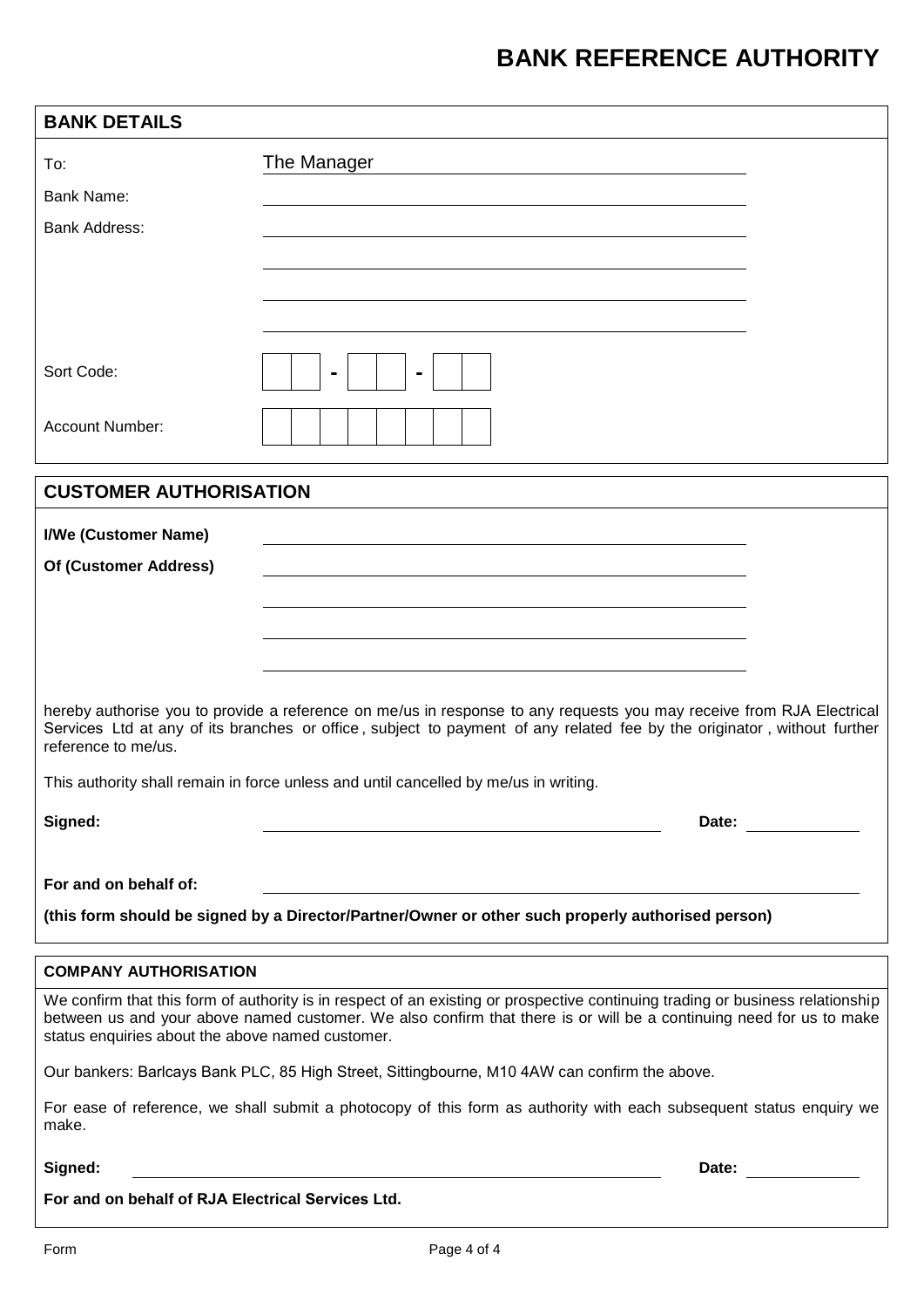# BANK REFERENCE AUTHORITY

## BANK DETAILS

To: The Manager

Bank Name:

Bank Address:

Sort Code: __ __ - __ __ - __ __

Account Number: __ __ __ __ __ __ __ __

## CUSTOMER AUTHORISATION

**I/We (Customer Name)**

**Of (Customer Address)**

hereby authorise you to provide a reference on me/us in response to any requests you may receive from RJA Electrical Services Ltd at any of its branches or office, subject to payment of any related fee by the originator, without further reference to me/us.

This authority shall remain in force unless and until cancelled by me/us in writing.

**Signed:** **Date:**

**For and on behalf of:**

**(this form should be signed by a Director/Partner/Owner or other such properly authorised person)**

## COMPANY AUTHORISATION

We confirm that this form of authority is in respect of an existing or prospective continuing trading or business relationship between us and your above named customer. We also confirm that there is or will be a continuing need for us to make status enquiries about the above named customer.

Our bankers: Barlcays Bank PLC, 85 High Street, Sittingbourne, M10 4AW can confirm the above.

For ease of reference, we shall submit a photocopy of this form as authority with each subsequent status enquiry we make.

**Signed:** **Date:**

**For and on behalf of RJA Electrical Services Ltd.**

Form